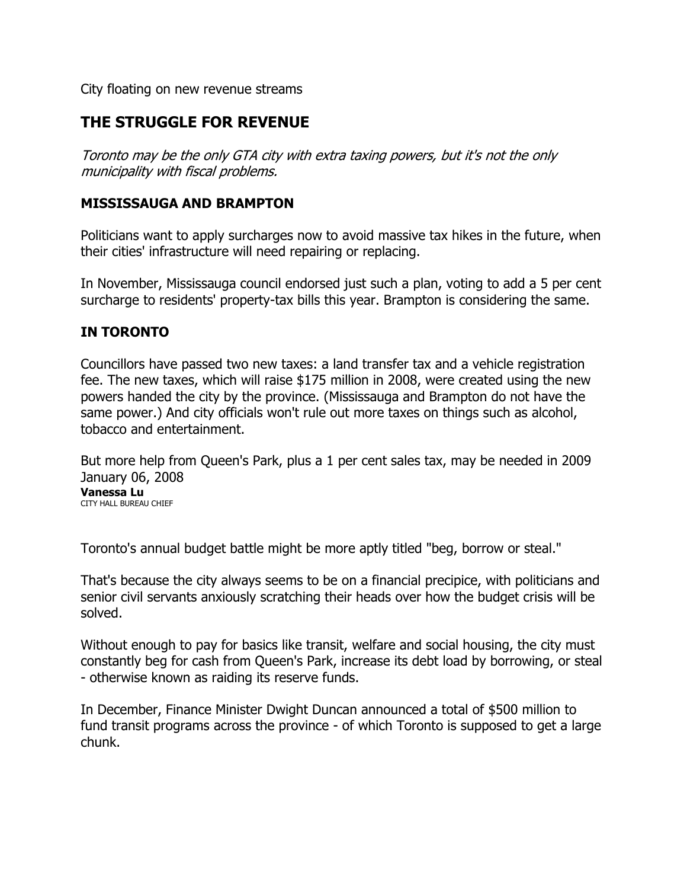City floating on new revenue streams

## THE STRUGGLE FOR REVENUE

*Toronto may be the only GTA city with extra taxing powers, but it's not the only municipality with fiscal problems.*

### MISSISSAUGA AND BRAMPTON

Politicians want to apply surcharges now to avoid massive tax hikes in the future, when their cities' infrastructure will need repairing or replacing.

In November, Mississauga council endorsed just such a plan, voting to add a 5 per cent surcharge to residents' property-tax bills this year. Brampton is considering the same.

### IN TORONTO

Councillors have passed two new taxes: a land transfer tax and a vehicle registration fee. The new taxes, which will raise $175 million in 2008, were created using the new powers handed the city by the province. (Mississauga and Brampton do not have the same power.) And city officials won't rule out more taxes on things such as alcohol, tobacco and entertainment.

But more help from Queen's Park, plus a 1 per cent sales tax, may be needed in 2009
January 06, 2008
**Vanessa Lu**
CITY HALL BUREAU CHIEF

Toronto's annual budget battle might be more aptly titled "beg, borrow or steal."

That's because the city always seems to be on a financial precipice, with politicians and senior civil servants anxiously scratching their heads over how the budget crisis will be solved.

Without enough to pay for basics like transit, welfare and social housing, the city must constantly beg for cash from Queen's Park, increase its debt load by borrowing, or steal - otherwise known as raiding its reserve funds.

In December, Finance Minister Dwight Duncan announced a total of $500 million to fund transit programs across the province - of which Toronto is supposed to get a large chunk.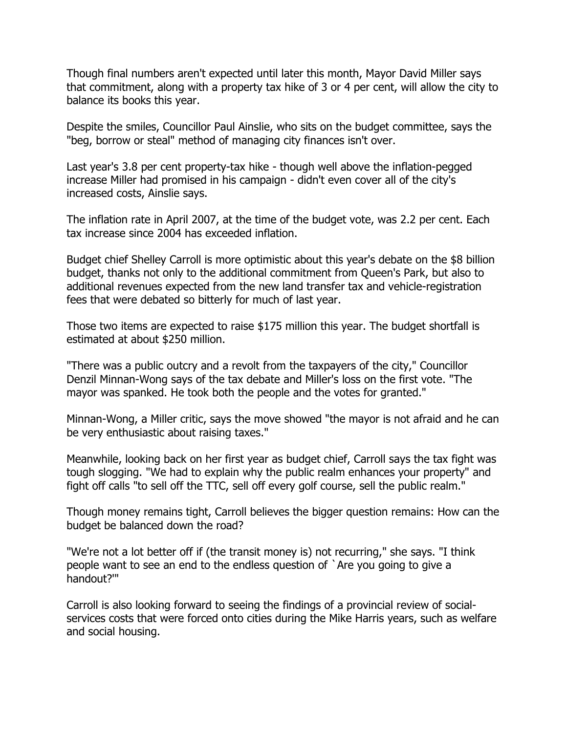Though final numbers aren't expected until later this month, Mayor David Miller says that commitment, along with a property tax hike of 3 or 4 per cent, will allow the city to balance its books this year.

Despite the smiles, Councillor Paul Ainslie, who sits on the budget committee, says the "beg, borrow or steal" method of managing city finances isn't over.

Last year's 3.8 per cent property-tax hike - though well above the inflation-pegged increase Miller had promised in his campaign - didn't even cover all of the city's increased costs, Ainslie says.

The inflation rate in April 2007, at the time of the budget vote, was 2.2 per cent. Each tax increase since 2004 has exceeded inflation.

Budget chief Shelley Carroll is more optimistic about this year's debate on the $8 billion budget, thanks not only to the additional commitment from Queen's Park, but also to additional revenues expected from the new land transfer tax and vehicle-registration fees that were debated so bitterly for much of last year.

Those two items are expected to raise $175 million this year. The budget shortfall is estimated at about $250 million.

"There was a public outcry and a revolt from the taxpayers of the city," Councillor Denzil Minnan-Wong says of the tax debate and Miller's loss on the first vote. "The mayor was spanked. He took both the people and the votes for granted."

Minnan-Wong, a Miller critic, says the move showed "the mayor is not afraid and he can be very enthusiastic about raising taxes."

Meanwhile, looking back on her first year as budget chief, Carroll says the tax fight was tough slogging. "We had to explain why the public realm enhances your property" and fight off calls "to sell off the TTC, sell off every golf course, sell the public realm."

Though money remains tight, Carroll believes the bigger question remains: How can the budget be balanced down the road?

"We're not a lot better off if (the transit money is) not recurring," she says. "I think people want to see an end to the endless question of `Are you going to give a handout?'"

Carroll is also looking forward to seeing the findings of a provincial review of social-services costs that were forced onto cities during the Mike Harris years, such as welfare and social housing.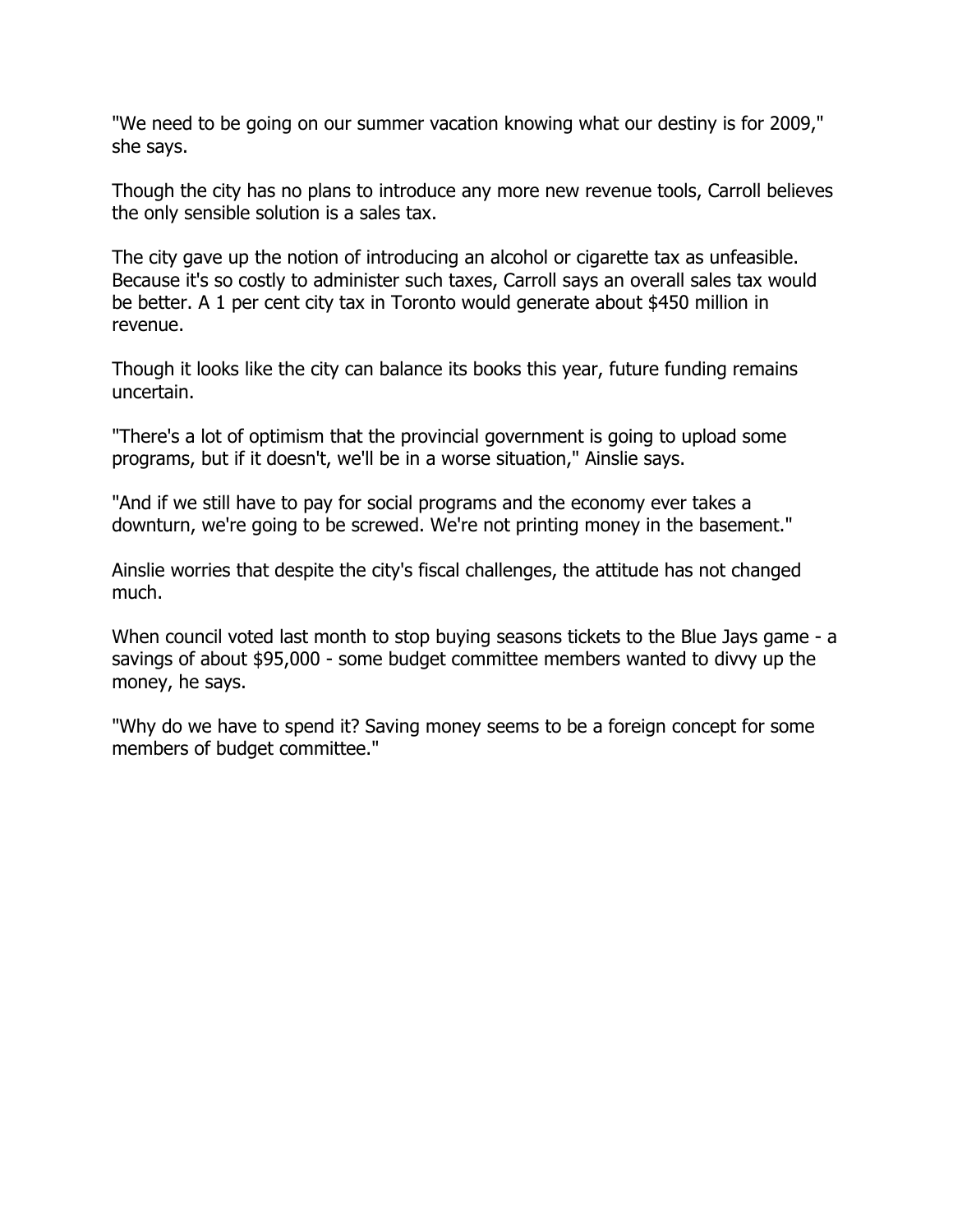"We need to be going on our summer vacation knowing what our destiny is for 2009," she says.

Though the city has no plans to introduce any more new revenue tools, Carroll believes the only sensible solution is a sales tax.

The city gave up the notion of introducing an alcohol or cigarette tax as unfeasible. Because it's so costly to administer such taxes, Carroll says an overall sales tax would be better. A 1 per cent city tax in Toronto would generate about $450 million in revenue.

Though it looks like the city can balance its books this year, future funding remains uncertain.

"There's a lot of optimism that the provincial government is going to upload some programs, but if it doesn't, we'll be in a worse situation," Ainslie says.

"And if we still have to pay for social programs and the economy ever takes a downturn, we're going to be screwed. We're not printing money in the basement."

Ainslie worries that despite the city's fiscal challenges, the attitude has not changed much.

When council voted last month to stop buying seasons tickets to the Blue Jays game - a savings of about $95,000 - some budget committee members wanted to divvy up the money, he says.

"Why do we have to spend it? Saving money seems to be a foreign concept for some members of budget committee."